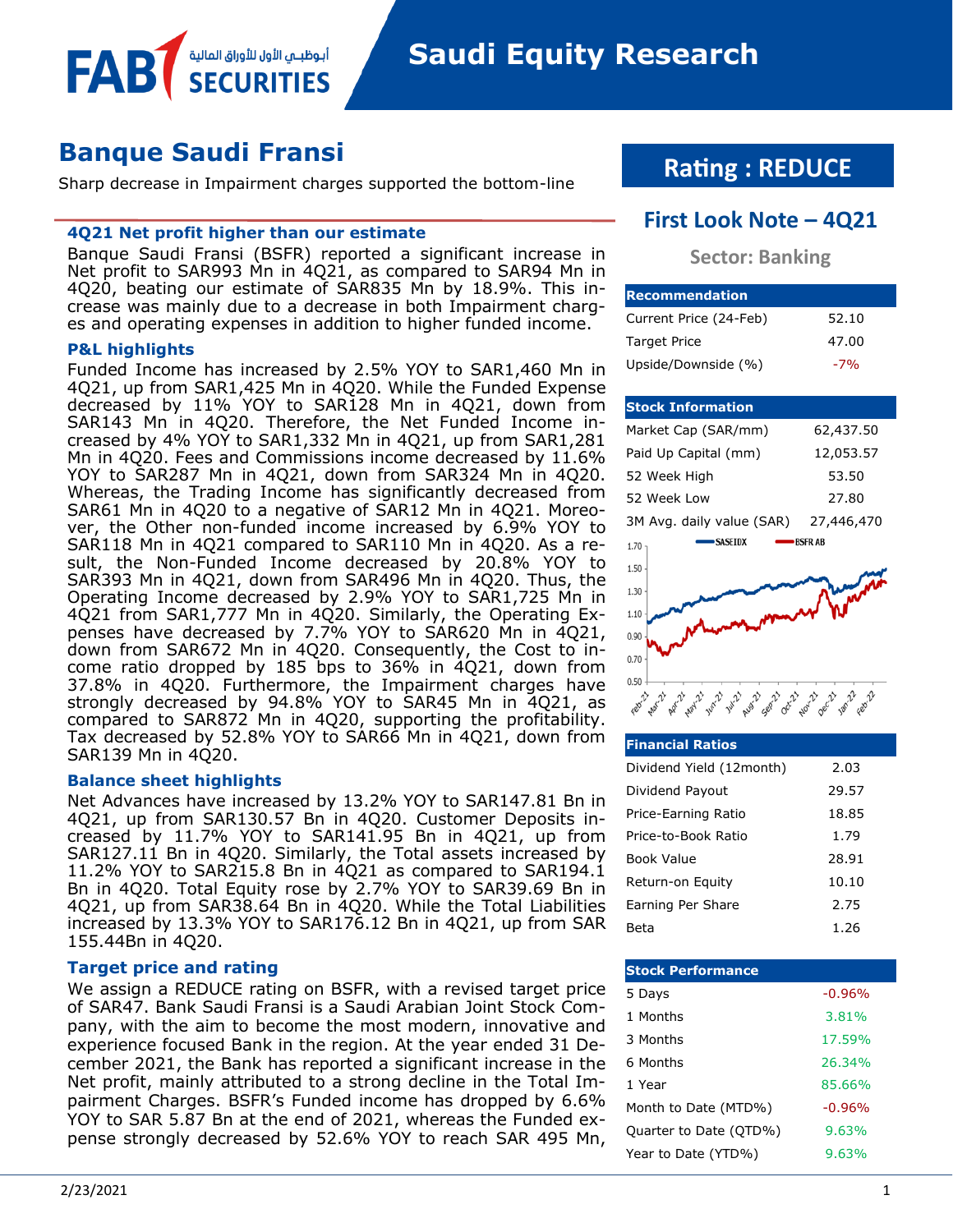# Banque Saudi Fransi

Sharp decrease in Impairment charges supported the bottom-line

## Rating : REDUCE

### First Look Note – 4Q21

**Sector: Banking**

### 4Q21 Net profit higher than our estimate

Banque Saudi Fransi (BSFR) reported a significant increase in Net profit to SAR993 Mn in 4Q21, as compared to SAR94 Mn in 4Q20, beating our estimate of SAR835 Mn by 18.9%. This increase was mainly due to a decrease in both Impairment charges and operating expenses in addition to higher funded income.

### P&L highlights

Funded Income has increased by 2.5% YOY to SAR1,460 Mn in 4Q21, up from SAR1,425 Mn in 4Q20. While the Funded Expense decreased by 11% YOY to SAR128 Mn in 4Q21, down from SAR143 Mn in 4Q20. Therefore, the Net Funded Income increased by 4% YOY to SAR1,332 Mn in 4Q21, up from SAR1,281 Mn in 4Q20. Fees and Commissions income decreased by 11.6% YOY to SAR287 Mn in 4Q21, down from SAR324 Mn in 4Q20. Whereas, the Trading Income has significantly decreased from SAR61 Mn in 4Q20 to a negative of SAR12 Mn in 4Q21. Moreover, the Other non-funded income increased by 6.9% YOY to SAR118 Mn in 4Q21 compared to SAR110 Mn in 4Q20. As a result, the Non-Funded Income decreased by 20.8% YOY to SAR393 Mn in 4Q21, down from SAR496 Mn in 4Q20. Thus, the Operating Income decreased by 2.9% YOY to SAR1,725 Mn in 4Q21 from SAR1,777 Mn in 4Q20. Similarly, the Operating Expenses have decreased by 7.7% YOY to SAR620 Mn in 4Q21, down from SAR672 Mn in 4Q20. Consequently, the Cost to income ratio dropped by 185 bps to 36% in 4Q21, down from 37.8% in 4Q20. Furthermore, the Impairment charges have strongly decreased by 94.8% YOY to SAR45 Mn in 4Q21, as compared to SAR872 Mn in 4Q20, supporting the profitability. Tax decreased by 52.8% YOY to SAR66 Mn in 4Q21, down from SAR139 Mn in 4Q20.

### Balance sheet highlights

Net Advances have increased by 13.2% YOY to SAR147.81 Bn in 4Q21, up from SAR130.57 Bn in 4Q20. Customer Deposits increased by 11.7% YOY to SAR141.95 Bn in 4Q21, up from SAR127.11 Bn in 4Q20. Similarly, the Total assets increased by 11.2% YOY to SAR215.8 Bn in 4Q21 as compared to SAR194.1 Bn in 4Q20. Total Equity rose by 2.7% YOY to SAR39.69 Bn in 4Q21, up from SAR38.64 Bn in 4Q20. While the Total Liabilities increased by 13.3% YOY to SAR176.12 Bn in 4Q21, up from SAR 155.44Bn in 4Q20.

### Target price and rating

We assign a REDUCE rating on BSFR, with a revised target price of SAR47. Bank Saudi Fransi is a Saudi Arabian Joint Stock Company, with the aim to become the most modern, innovative and experience focused Bank in the region. At the year ended 31 December 2021, the Bank has reported a significant increase in the Net profit, mainly attributed to a strong decline in the Total Impairment Charges. BSFR's Funded income has dropped by 6.6% YOY to SAR 5.87 Bn at the end of 2021, whereas the Funded expense strongly decreased by 52.6% YOY to reach SAR 495 Mn,

| Recommendation | |
|---|---|
| Current Price (24-Feb) | 52.10 |
| Target Price | 47.00 |
| Upside/Downside (%) | -7% |

| Stock Information | |
|---|---|
| Market Cap (SAR/mm) | 62,437.50 |
| Paid Up Capital (mm) | 12,053.57 |
| 52 Week High | 53.50 |
| 52 Week Low | 27.80 |
| 3M Avg. daily value (SAR) | 27,446,470 |

| Financial Ratios | |
|---|---|
| Dividend Yield (12month) | 2.03 |
| Dividend Payout | 29.57 |
| Price-Earning Ratio | 18.85 |
| Price-to-Book Ratio | 1.79 |
| Book Value | 28.91 |
| Return-on Equity | 10.10 |
| Earning Per Share | 2.75 |
| Beta | 1.26 |

| Stock Performance | |
|---|---|
| 5 Days | -0.96% |
| 1 Months | 3.81% |
| 3 Months | 17.59% |
| 6 Months | 26.34% |
| 1 Year | 85.66% |
| Month to Date (MTD%) | -0.96% |
| Quarter to Date (QTD%) | 9.63% |
| Year to Date (YTD%) | 9.63% |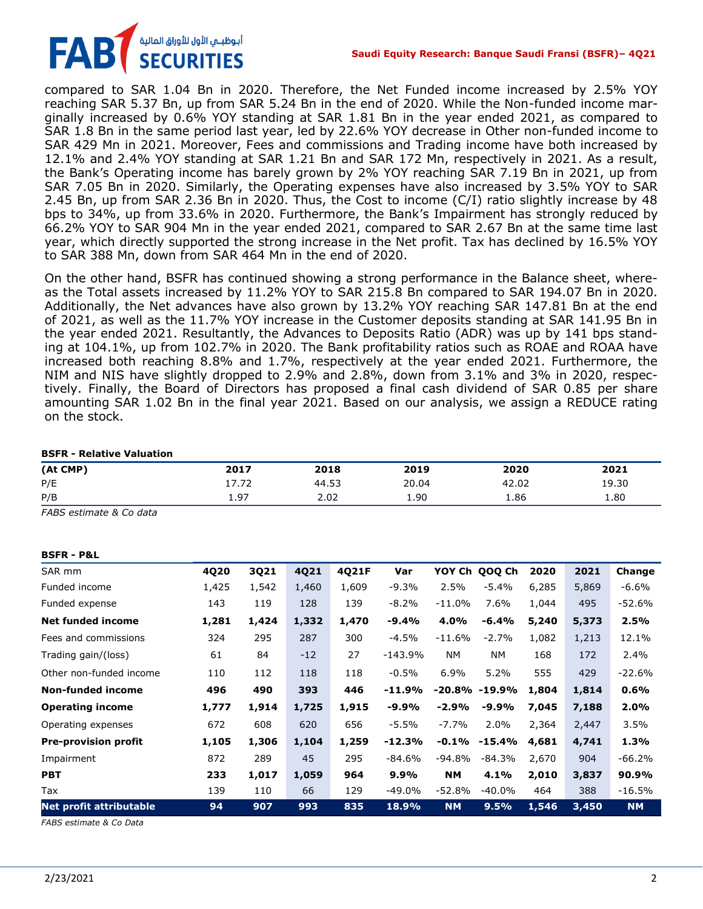compared to SAR 1.04 Bn in 2020. Therefore, the Net Funded income increased by 2.5% YOY reaching SAR 5.37 Bn, up from SAR 5.24 Bn in the end of 2020. While the Non-funded income marginally increased by 0.6% YOY standing at SAR 1.81 Bn in the year ended 2021, as compared to SAR 1.8 Bn in the same period last year, led by 22.6% YOY decrease in Other non-funded income to SAR 429 Mn in 2021. Moreover, Fees and commissions and Trading income have both increased by 12.1% and 2.4% YOY standing at SAR 1.21 Bn and SAR 172 Mn, respectively in 2021. As a result, the Bank's Operating income has barely grown by 2% YOY reaching SAR 7.19 Bn in 2021, up from SAR 7.05 Bn in 2020. Similarly, the Operating expenses have also increased by 3.5% YOY to SAR 2.45 Bn, up from SAR 2.36 Bn in 2020. Thus, the Cost to income (C/I) ratio slightly increase by 48 bps to 34%, up from 33.6% in 2020. Furthermore, the Bank's Impairment has strongly reduced by 66.2% YOY to SAR 904 Mn in the year ended 2021, compared to SAR 2.67 Bn at the same time last year, which directly supported the strong increase in the Net profit. Tax has declined by 16.5% YOY to SAR 388 Mn, down from SAR 464 Mn in the end of 2020.

On the other hand, BSFR has continued showing a strong performance in the Balance sheet, whereas the Total assets increased by 11.2% YOY to SAR 215.8 Bn compared to SAR 194.07 Bn in 2020. Additionally, the Net advances have also grown by 13.2% YOY reaching SAR 147.81 Bn at the end of 2021, as well as the 11.7% YOY increase in the Customer deposits standing at SAR 141.95 Bn in the year ended 2021. Resultantly, the Advances to Deposits Ratio (ADR) was up by 141 bps standing at 104.1%, up from 102.7% in 2020. The Bank profitability ratios such as ROAE and ROAA have increased both reaching 8.8% and 1.7%, respectively at the year ended 2021. Furthermore, the NIM and NIS have slightly dropped to 2.9% and 2.8%, down from 3.1% and 3% in 2020, respectively. Finally, the Board of Directors has proposed a final cash dividend of SAR 0.85 per share amounting SAR 1.02 Bn in the final year 2021. Based on our analysis, we assign a REDUCE rating on the stock.

**BSFR - Relative Valuation**

| (At CMP) | 2017 | 2018 | 2019 | 2020 | 2021 |
|---|---|---|---|---|---|
| P/E | 17.72 | 44.53 | 20.04 | 42.02 | 19.30 |
| P/B | 1.97 | 2.02 | 1.90 | 1.86 | 1.80 |

*FABS estimate & Co data*

**BSFR - P&L**

| SAR mm | 4Q20 | 3Q21 | 4Q21 | 4Q21F | Var | YOY Ch | QOQ Ch | 2020 | 2021 | Change |
|---|---|---|---|---|---|---|---|---|---|---|
| Funded income | 1,425 | 1,542 | 1,460 | 1,609 | -9.3% | 2.5% | -5.4% | 6,285 | 5,869 | -6.6% |
| Funded expense | 143 | 119 | 128 | 139 | -8.2% | -11.0% | 7.6% | 1,044 | 495 | -52.6% |
| **Net funded income** | **1,281** | **1,424** | **1,332** | **1,470** | **-9.4%** | **4.0%** | **-6.4%** | **5,240** | **5,373** | **2.5%** |
| Fees and commissions | 324 | 295 | 287 | 300 | -4.5% | -11.6% | -2.7% | 1,082 | 1,213 | 12.1% |
| Trading gain/(loss) | 61 | 84 | -12 | 27 | -143.9% | NM | NM | 168 | 172 | 2.4% |
| Other non-funded income | 110 | 112 | 118 | 118 | -0.5% | 6.9% | 5.2% | 555 | 429 | -22.6% |
| **Non-funded income** | **496** | **490** | **393** | **446** | **-11.9%** | **-20.8%** | **-19.9%** | **1,804** | **1,814** | **0.6%** |
| **Operating income** | **1,777** | **1,914** | **1,725** | **1,915** | **-9.9%** | **-2.9%** | **-9.9%** | **7,045** | **7,188** | **2.0%** |
| Operating expenses | 672 | 608 | 620 | 656 | -5.5% | -7.7% | 2.0% | 2,364 | 2,447 | 3.5% |
| **Pre-provision profit** | **1,105** | **1,306** | **1,104** | **1,259** | **-12.3%** | **-0.1%** | **-15.4%** | **4,681** | **4,741** | **1.3%** |
| Impairment | 872 | 289 | 45 | 295 | -84.6% | -94.8% | -84.3% | 2,670 | 904 | -66.2% |
| **PBT** | **233** | **1,017** | **1,059** | **964** | **9.9%** | **NM** | **4.1%** | **2,010** | **3,837** | **90.9%** |
| Tax | 139 | 110 | 66 | 129 | -49.0% | -52.8% | -40.0% | 464 | 388 | -16.5% |
| **Net profit attributable** | **94** | **907** | **993** | **835** | **18.9%** | **NM** | **9.5%** | **1,546** | **3,450** | **NM** |

*FABS estimate & Co Data*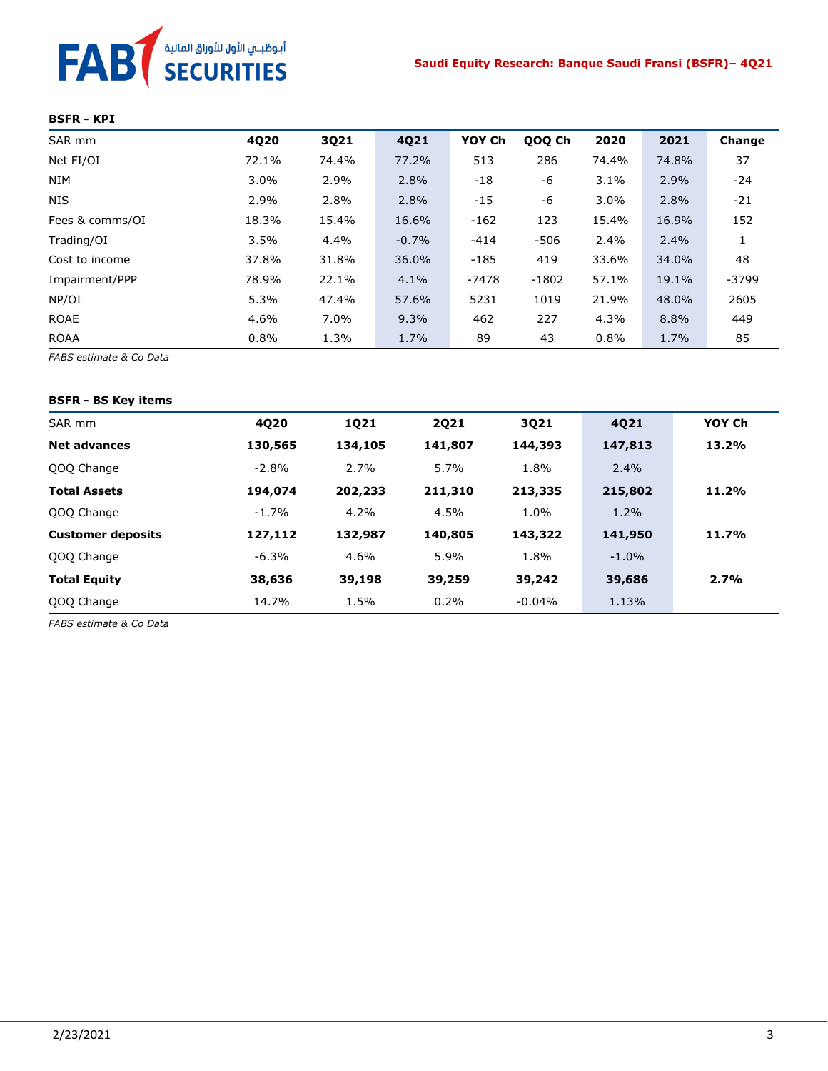**BSFR - KPI**

| SAR mm | 4Q20 | 3Q21 | 4Q21 | YOY Ch | QOQ Ch | 2020 | 2021 | Change |
|---|---|---|---|---|---|---|---|---|
| Net FI/OI | 72.1% | 74.4% | 77.2% | 513 | 286 | 74.4% | 74.8% | 37 |
| NIM | 3.0% | 2.9% | 2.8% | -18 | -6 | 3.1% | 2.9% | -24 |
| NIS | 2.9% | 2.8% | 2.8% | -15 | -6 | 3.0% | 2.8% | -21 |
| Fees & comms/OI | 18.3% | 15.4% | 16.6% | -162 | 123 | 15.4% | 16.9% | 152 |
| Trading/OI | 3.5% | 4.4% | -0.7% | -414 | -506 | 2.4% | 2.4% | 1 |
| Cost to income | 37.8% | 31.8% | 36.0% | -185 | 419 | 33.6% | 34.0% | 48 |
| Impairment/PPP | 78.9% | 22.1% | 4.1% | -7478 | -1802 | 57.1% | 19.1% | -3799 |
| NP/OI | 5.3% | 47.4% | 57.6% | 5231 | 1019 | 21.9% | 48.0% | 2605 |
| ROAE | 4.6% | 7.0% | 9.3% | 462 | 227 | 4.3% | 8.8% | 449 |
| ROAA | 0.8% | 1.3% | 1.7% | 89 | 43 | 0.8% | 1.7% | 85 |

*FABS estimate & Co Data*

**BSFR - BS Key items**

| SAR mm | 4Q20 | 1Q21 | 2Q21 | 3Q21 | 4Q21 | YOY Ch |
|---|---|---|---|---|---|---|
| **Net advances** | **130,565** | **134,105** | **141,807** | **144,393** | **147,813** | **13.2%** |
| QOQ Change | -2.8% | 2.7% | 5.7% | 1.8% | 2.4% | |
| **Total Assets** | **194,074** | **202,233** | **211,310** | **213,335** | **215,802** | **11.2%** |
| QOQ Change | -1.7% | 4.2% | 4.5% | 1.0% | 1.2% | |
| **Customer deposits** | **127,112** | **132,987** | **140,805** | **143,322** | **141,950** | **11.7%** |
| QOQ Change | -6.3% | 4.6% | 5.9% | 1.8% | -1.0% | |
| **Total Equity** | **38,636** | **39,198** | **39,259** | **39,242** | **39,686** | **2.7%** |
| QOQ Change | 14.7% | 1.5% | 0.2% | -0.04% | 1.13% | |

*FABS estimate & Co Data*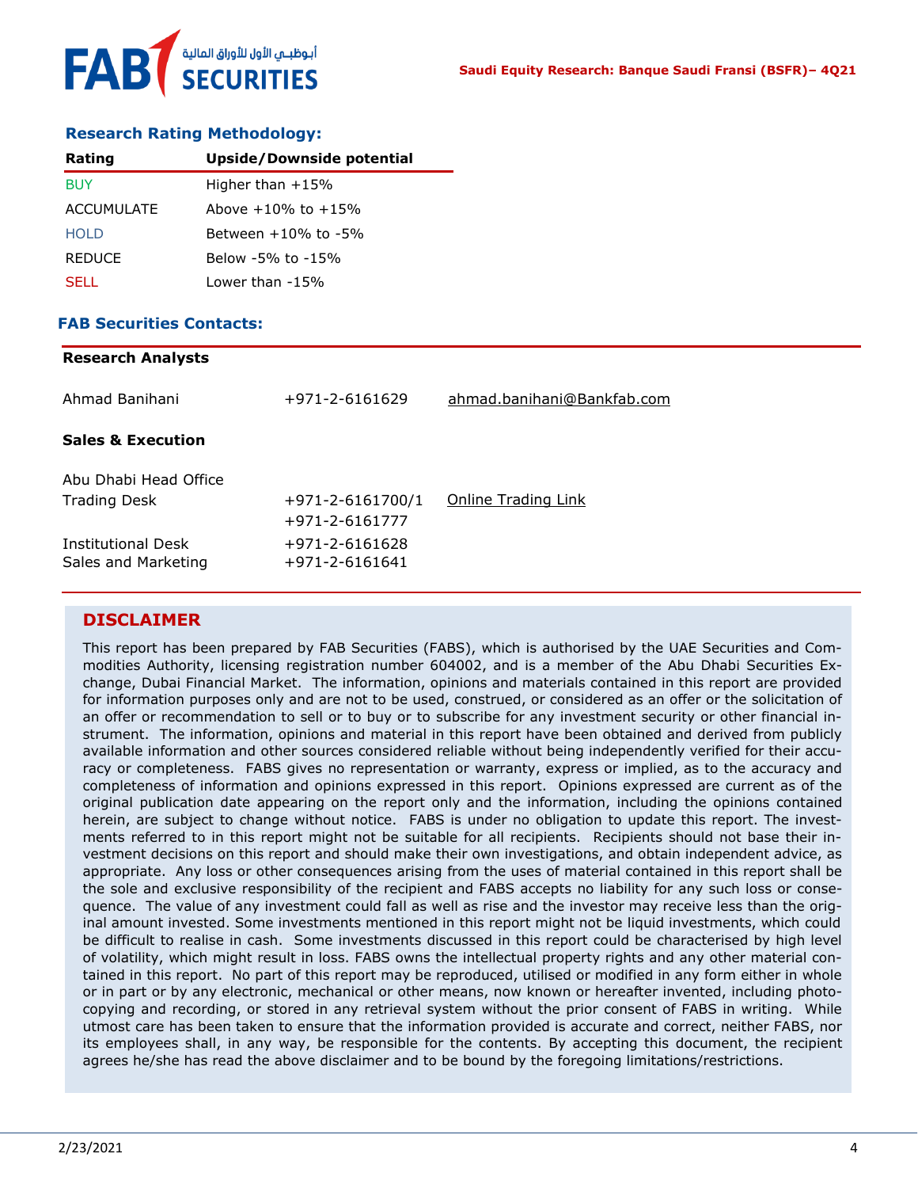## Research Rating Methodology:

| Rating | Upside/Downside potential |
|---|---|
| BUY | Higher than +15% |
| ACCUMULATE | Above +10% to +15% |
| HOLD | Between +10% to -5% |
| REDUCE | Below -5% to -15% |
| SELL | Lower than -15% |

## FAB Securities Contacts:

**Research Analysts**

| | | |
|---|---|---|
| Ahmad Banihani | +971-2-6161629 | ahmad.banihani@Bankfab.com |

**Sales & Execution**

| | | |
|---|---|---|
| Abu Dhabi Head Office | | |
| Trading Desk | +971-2-6161700/1<br>+971-2-6161777 | Online Trading Link |
| Institutional Desk | +971-2-6161628 | |
| Sales and Marketing | +971-2-6161641 | |

## DISCLAIMER

This report has been prepared by FAB Securities (FABS), which is authorised by the UAE Securities and Commodities Authority, licensing registration number 604002, and is a member of the Abu Dhabi Securities Exchange, Dubai Financial Market. The information, opinions and materials contained in this report are provided for information purposes only and are not to be used, construed, or considered as an offer or the solicitation of an offer or recommendation to sell or to buy or to subscribe for any investment security or other financial instrument. The information, opinions and material in this report have been obtained and derived from publicly available information and other sources considered reliable without being independently verified for their accuracy or completeness. FABS gives no representation or warranty, express or implied, as to the accuracy and completeness of information and opinions expressed in this report. Opinions expressed are current as of the original publication date appearing on the report only and the information, including the opinions contained herein, are subject to change without notice. FABS is under no obligation to update this report. The investments referred to in this report might not be suitable for all recipients. Recipients should not base their investment decisions on this report and should make their own investigations, and obtain independent advice, as appropriate. Any loss or other consequences arising from the uses of material contained in this report shall be the sole and exclusive responsibility of the recipient and FABS accepts no liability for any such loss or consequence. The value of any investment could fall as well as rise and the investor may receive less than the original amount invested. Some investments mentioned in this report might not be liquid investments, which could be difficult to realise in cash. Some investments discussed in this report could be characterised by high level of volatility, which might result in loss. FABS owns the intellectual property rights and any other material contained in this report. No part of this report may be reproduced, utilised or modified in any form either in whole or in part or by any electronic, mechanical or other means, now known or hereafter invented, including photocopying and recording, or stored in any retrieval system without the prior consent of FABS in writing. While utmost care has been taken to ensure that the information provided is accurate and correct, neither FABS, nor its employees shall, in any way, be responsible for the contents. By accepting this document, the recipient agrees he/she has read the above disclaimer and to be bound by the foregoing limitations/restrictions.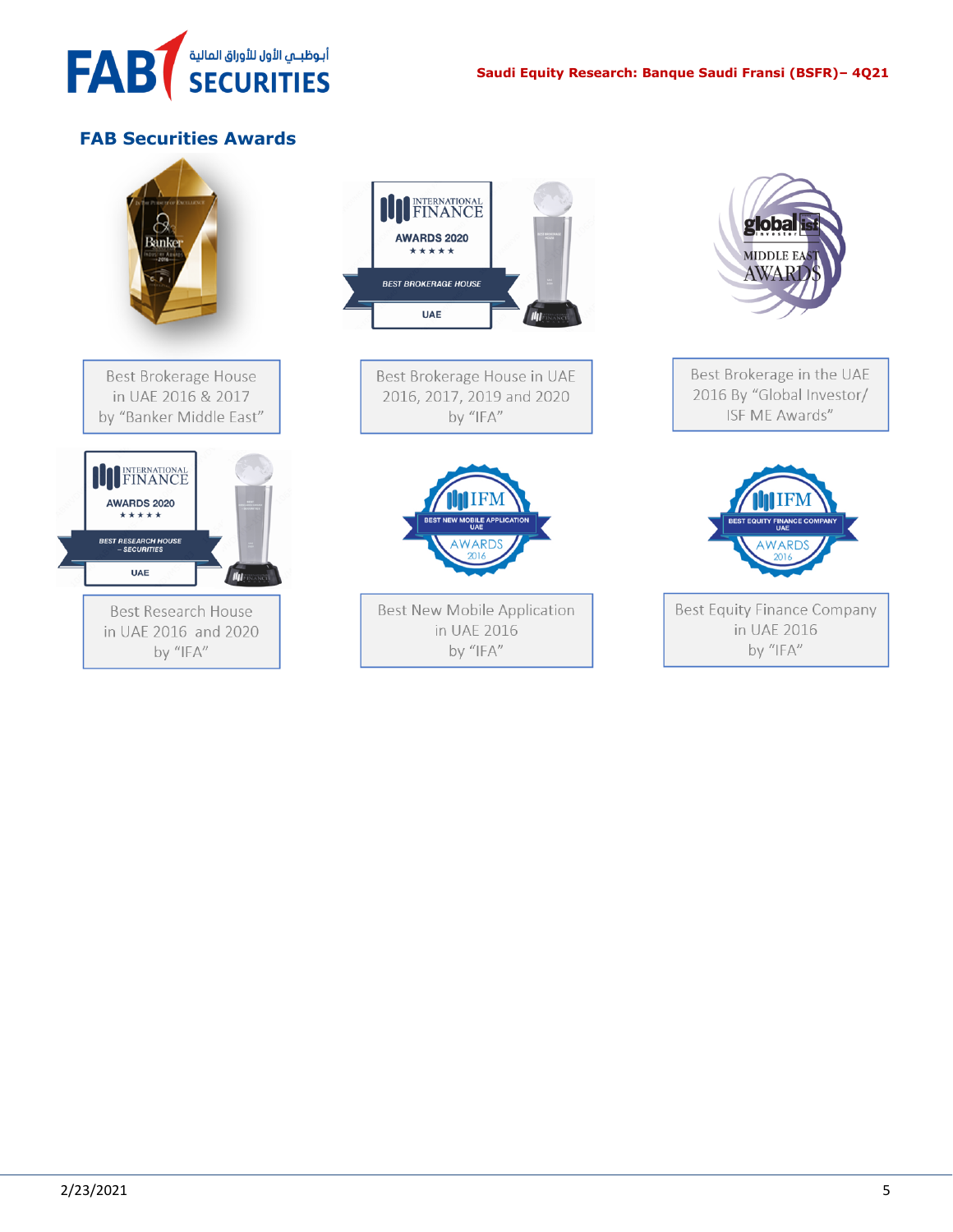## FAB Securities Awards

Best Brokerage House in UAE 2016 & 2017 by “Banker Middle East”

Best Brokerage House in UAE 2016, 2017, 2019 and 2020 by “IFA”

Best Brokerage in the UAE 2016 By “Global Investor/ ISF ME Awards”

Best Research House in UAE 2016 and 2020 by “IFA”

Best New Mobile Application in UAE 2016 by “IFA”

Best Equity Finance Company in UAE 2016 by “IFA”